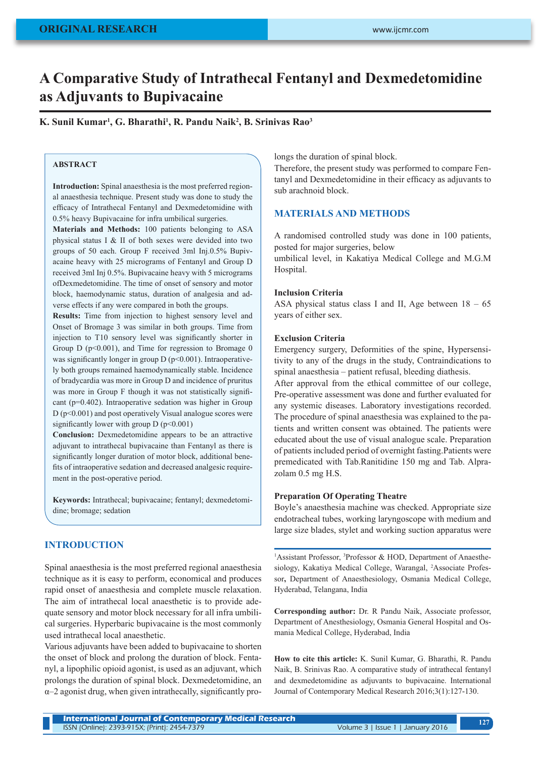ORIGINAL RESEARCH

# A Comparative Study of Intrathecal Fentanyl and Dexmedetomidine as Adjuvants to Bupivacaine

**K. Sunil Kumar[1], G. Bharathi[1], R. Pandu Naik[2], B. Srinivas Rao[3]**

## ABSTRACT

**Introduction:** Spinal anaesthesia is the most preferred regional anaesthesia technique. Present study was done to study the efficacy of Intrathecal Fentanyl and Dexmedetomidine with 0.5% heavy Bupivacaine for infra umbilical surgeries.

**Materials and Methods:** 100 patients belonging to ASA physical status I & II of both sexes were devided into two groups of 50 each. Group F received 3ml Inj.0.5% Bupivacaine heavy with 25 micrograms of Fentanyl and Group D received 3ml Inj 0.5%. Bupivacaine heavy with 5 micrograms ofDexmedetomidine. The time of onset of sensory and motor block, haemodynamic status, duration of analgesia and adverse effects if any were compared in both the groups.

**Results:** Time from injection to highest sensory level and Onset of Bromage 3 was similar in both groups. Time from injection to T10 sensory level was significantly shorter in Group D ($p<0.001$), and Time for regression to Bromage 0 was significantly longer in group D ($p<0.001$). Intraoperatively both groups remained haemodynamically stable. Incidence of bradycardia was more in Group D and incidence of pruritus was more in Group F though it was not statistically significant ($p=0.402$). Intraoperative sedation was higher in Group D ($p<0.001$) and post operatively Visual analogue scores were significantly lower with group D ($p<0.001$)

**Conclusion:** Dexmedetomidine appears to be an attractive adjuvant to intrathecal bupivacaine than Fentanyl as there is significantly longer duration of motor block, additional benefits of intraoperative sedation and decreased analgesic requirement in the post-operative period.

**Keywords:** Intrathecal; bupivacaine; fentanyl; dexmedetomidine; bromage; sedation

## INTRODUCTION

Spinal anaesthesia is the most preferred regional anaesthesia technique as it is easy to perform, economical and produces rapid onset of anaesthesia and complete muscle relaxation. The aim of intrathecal local anaesthetic is to provide adequate sensory and motor block necessary for all infra umbilical surgeries. Hyperbaric bupivacaine is the most commonly used intrathecal local anaesthetic.

Various adjuvants have been added to bupivacaine to shorten the onset of block and prolong the duration of block. Fentanyl, a lipophilic opioid agonist, is used as an adjuvant, which prolongs the duration of spinal block. Dexmedetomidine, an α–2 agonist drug, when given intrathecally, significantly prolongs the duration of spinal block.

Therefore, the present study was performed to compare Fentanyl and Dexmedetomidine in their efficacy as adjuvants to sub arachnoid block.

## MATERIALS AND METHODS

A randomised controlled study was done in 100 patients, posted for major surgeries, below umbilical level, in Kakatiya Medical College and M.G.M Hospital.

### Inclusion Criteria

ASA physical status class I and II, Age between 18 – 65 years of either sex.

### Exclusion Criteria

Emergency surgery, Deformities of the spine, Hypersensitivity to any of the drugs in the study, Contraindications to spinal anaesthesia – patient refusal, bleeding diathesis.

After approval from the ethical committee of our college, Pre-operative assessment was done and further evaluated for any systemic diseases. Laboratory investigations recorded. The procedure of spinal anaesthesia was explained to the patients and written consent was obtained. The patients were educated about the use of visual analogue scale. Preparation of patients included period of overnight fasting.Patients were premedicated with Tab.Ranitidine 150 mg and Tab. Alprazolam 0.5 mg H.S.

### Preparation Of Operating Theatre

Boyle's anaesthesia machine was checked. Appropriate size endotracheal tubes, working laryngoscope with medium and large size blades, stylet and working suction apparatus were

[1]Assistant Professor, [3]Professor & HOD, Department of Anaesthesiology, Kakatiya Medical College, Warangal, [2]Associate Professor, Department of Anaesthesiology, Osmania Medical College, Hyderabad, Telangana, India

**Corresponding author:** Dr. R Pandu Naik, Associate professor, Department of Anesthesiology, Osmania General Hospital and Osmania Medical College, Hyderabad, India

**How to cite this article:** K. Sunil Kumar, G. Bharathi, R. Pandu Naik, B. Srinivas Rao. A comparative study of intrathecal fentanyl and dexmedetomidine as adjuvants to bupivacaine. International Journal of Contemporary Medical Research 2016;3(1):127-130.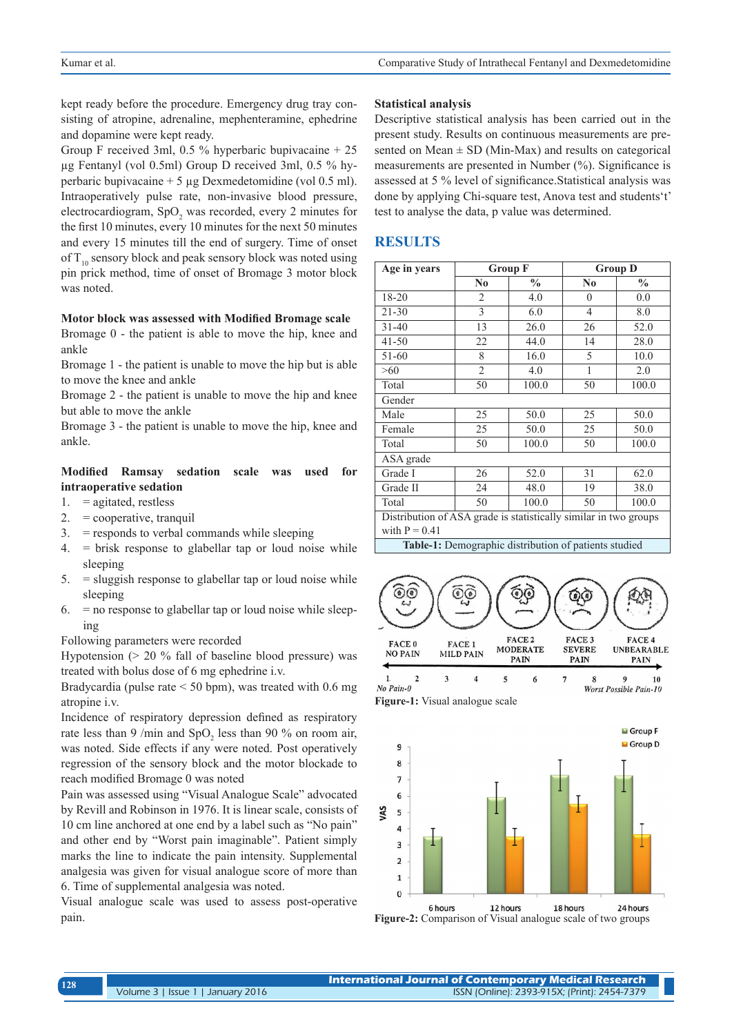kept ready before the procedure. Emergency drug tray consisting of atropine, adrenaline, mephenteramine, ephedrine and dopamine were kept ready.

Group F received 3ml, 0.5 % hyperbaric bupivacaine + 25 µg Fentanyl (vol 0.5ml) Group D received 3ml, 0.5 % hyperbaric bupivacaine + 5 µg Dexmedetomidine (vol 0.5 ml). Intraoperatively pulse rate, non-invasive blood pressure, electrocardiogram, $SpO_2$ was recorded, every 2 minutes for the first 10 minutes, every 10 minutes for the next 50 minutes and every 15 minutes till the end of surgery. Time of onset of $T_{10}$ sensory block and peak sensory block was noted using pin prick method, time of onset of Bromage 3 motor block was noted.

**Motor block was assessed with Modified Bromage scale**

Bromage 0 - the patient is able to move the hip, knee and ankle

Bromage 1 - the patient is unable to move the hip but is able to move the knee and ankle

Bromage 2 - the patient is unable to move the hip and knee but able to move the ankle

Bromage 3 - the patient is unable to move the hip, knee and ankle.

**Modified Ramsay sedation scale was used for intraoperative sedation**

1. = agitated, restless
2. = cooperative, tranquil
3. = responds to verbal commands while sleeping
4. = brisk response to glabellar tap or loud noise while sleeping
5. = sluggish response to glabellar tap or loud noise while sleeping
6. = no response to glabellar tap or loud noise while sleeping

Following parameters were recorded

Hypotension (> 20 % fall of baseline blood pressure) was treated with bolus dose of 6 mg ephedrine i.v.

Bradycardia (pulse rate < 50 bpm), was treated with 0.6 mg atropine i.v.

Incidence of respiratory depression defined as respiratory rate less than 9 /min and $SpO_2$ less than 90 % on room air, was noted. Side effects if any were noted. Post operatively regression of the sensory block and the motor blockade to reach modified Bromage 0 was noted

Pain was assessed using "Visual Analogue Scale" advocated by Revill and Robinson in 1976. It is linear scale, consists of 10 cm line anchored at one end by a label such as "No pain" and other end by "Worst pain imaginable". Patient simply marks the line to indicate the pain intensity. Supplemental analgesia was given for visual analogue score of more than 6. Time of supplemental analgesia was noted.

Visual analogue scale was used to assess post-operative pain.

**Statistical analysis**

Descriptive statistical analysis has been carried out in the present study. Results on continuous measurements are presented on Mean ± SD (Min-Max) and results on categorical measurements are presented in Number (%). Significance is assessed at 5 % level of significance.Statistical analysis was done by applying Chi-square test, Anova test and students't' test to analyse the data, p value was determined.

## RESULTS

| Age in years | Group F | | Group D | |
|---|---|---|---|---|
| | No | % | No | % |
| 18-20 | 2 | 4.0 | 0 | 0.0 |
| 21-30 | 3 | 6.0 | 4 | 8.0 |
| 31-40 | 13 | 26.0 | 26 | 52.0 |
| 41-50 | 22 | 44.0 | 14 | 28.0 |
| 51-60 | 8 | 16.0 | 5 | 10.0 |
| >60 | 2 | 4.0 | 1 | 2.0 |
| Total | 50 | 100.0 | 50 | 100.0 |
| Gender | | | | |
| Male | 25 | 50.0 | 25 | 50.0 |
| Female | 25 | 50.0 | 25 | 50.0 |
| Total | 50 | 100.0 | 50 | 100.0 |
| ASA grade | | | | |
| Grade I | 26 | 52.0 | 31 | 62.0 |
| Grade II | 24 | 48.0 | 19 | 38.0 |
| Total | 50 | 100.0 | 50 | 100.0 |
| Distribution of ASA grade is statistically similar in two groups with P = 0.41 | | | | |

**Table-1:** Demographic distribution of patients studied

**Figure-1:** Visual analogue scale

**Figure-2:** Comparison of Visual analogue scale of two groups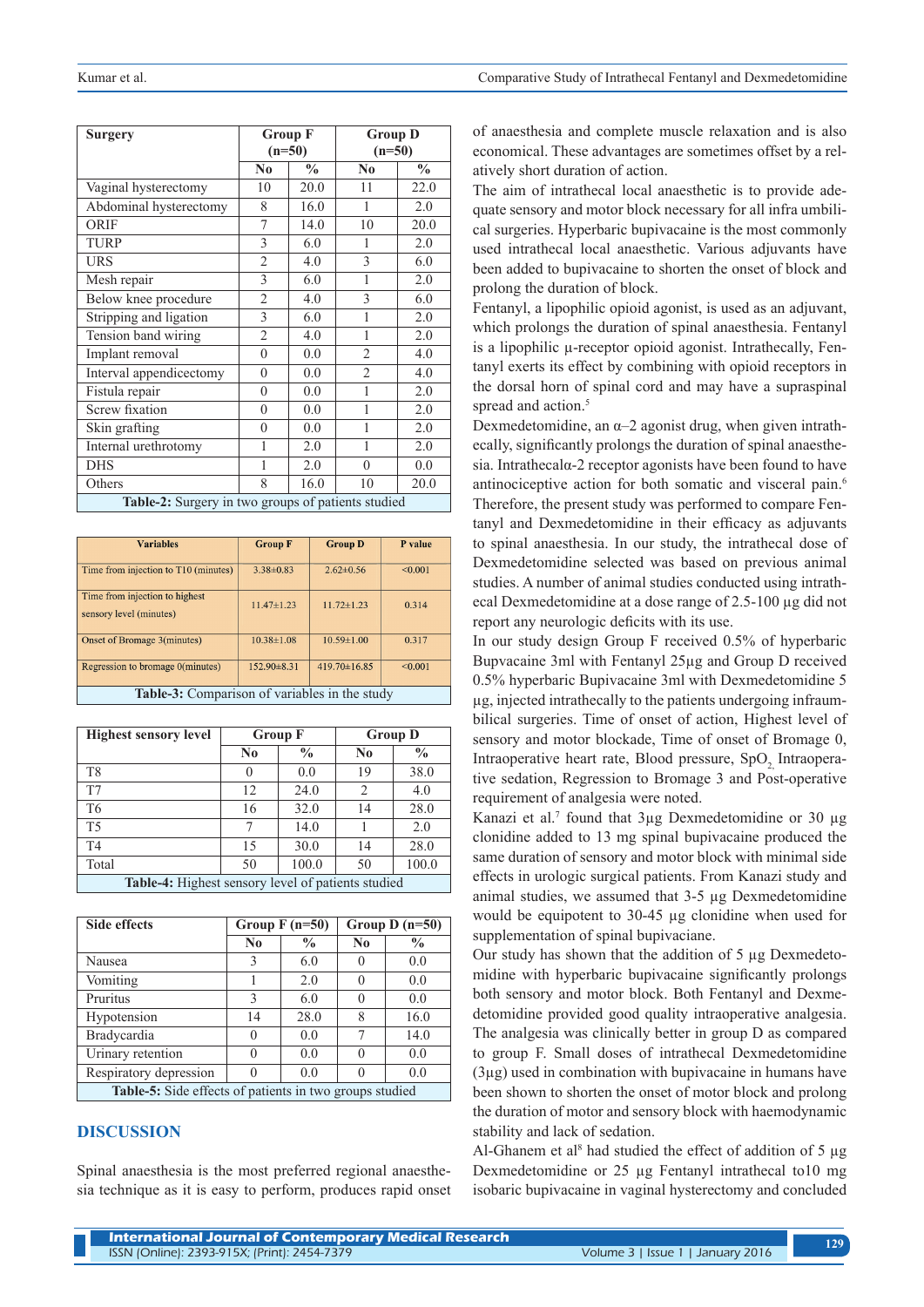| Surgery | Group F (n=50) | | Group D (n=50) | |
|---|---|---|---|---|
| | No | % | No | % |
| Vaginal hysterectomy | 10 | 20.0 | 11 | 22.0 |
| Abdominal hysterectomy | 8 | 16.0 | 1 | 2.0 |
| ORIF | 7 | 14.0 | 10 | 20.0 |
| TURP | 3 | 6.0 | 1 | 2.0 |
| URS | 2 | 4.0 | 3 | 6.0 |
| Mesh repair | 3 | 6.0 | 1 | 2.0 |
| Below knee procedure | 2 | 4.0 | 3 | 6.0 |
| Stripping and ligation | 3 | 6.0 | 1 | 2.0 |
| Tension band wiring | 2 | 4.0 | 1 | 2.0 |
| Implant removal | 0 | 0.0 | 2 | 4.0 |
| Interval appendicectomy | 0 | 0.0 | 2 | 4.0 |
| Fistula repair | 0 | 0.0 | 1 | 2.0 |
| Screw fixation | 0 | 0.0 | 1 | 2.0 |
| Skin grafting | 0 | 0.0 | 1 | 2.0 |
| Internal urethrotomy | 1 | 2.0 | 1 | 2.0 |
| DHS | 1 | 2.0 | 0 | 0.0 |
| Others | 8 | 16.0 | 10 | 20.0 |

**Table-2:** Surgery in two groups of patients studied

| Variables | Group F | Group D | P value |
|---|---|---|---|
| Time from injection to T10 (minutes) | 3.38±0.83 | 2.62±0.56 | <0.001 |
| Time from injection to highest sensory level (minutes) | 11.47±1.23 | 11.72±1.23 | 0.314 |
| Onset of Bromage 3(minutes) | 10.38±1.08 | 10.59±1.00 | 0.317 |
| Regression to bromage 0(minutes) | 152.90±8.31 | 419.70±16.85 | <0.001 |

**Table-3:** Comparison of variables in the study

| Highest sensory level | Group F | | Group D | |
|---|---|---|---|---|
| | No | % | No | % |
| T8 | 0 | 0.0 | 19 | 38.0 |
| T7 | 12 | 24.0 | 2 | 4.0 |
| T6 | 16 | 32.0 | 14 | 28.0 |
| T5 | 7 | 14.0 | 1 | 2.0 |
| T4 | 15 | 30.0 | 14 | 28.0 |
| Total | 50 | 100.0 | 50 | 100.0 |

**Table-4:** Highest sensory level of patients studied

| Side effects | Group F (n=50) | | Group D (n=50) | |
|---|---|---|---|---|
| | No | % | No | % |
| Nausea | 3 | 6.0 | 0 | 0.0 |
| Vomiting | 1 | 2.0 | 0 | 0.0 |
| Pruritus | 3 | 6.0 | 0 | 0.0 |
| Hypotension | 14 | 28.0 | 8 | 16.0 |
| Bradycardia | 0 | 0.0 | 7 | 14.0 |
| Urinary retention | 0 | 0.0 | 0 | 0.0 |
| Respiratory depression | 0 | 0.0 | 0 | 0.0 |

**Table-5:** Side effects of patients in two groups studied

## DISCUSSION

Spinal anaesthesia is the most preferred regional anaesthesia technique as it is easy to perform, produces rapid onset of anaesthesia and complete muscle relaxation and is also economical. These advantages are sometimes offset by a relatively short duration of action.

The aim of intrathecal local anaesthetic is to provide adequate sensory and motor block necessary for all infra umbilical surgeries. Hyperbaric bupivacaine is the most commonly used intrathecal local anaesthetic. Various adjuvants have been added to bupivacaine to shorten the onset of block and prolong the duration of block.

Fentanyl, a lipophilic opioid agonist, is used as an adjuvant, which prolongs the duration of spinal anaesthesia. Fentanyl is a lipophilic µ-receptor opioid agonist. Intrathecally, Fentanyl exerts its effect by combining with opioid receptors in the dorsal horn of spinal cord and may have a supraspinal spread and action.[5]

Dexmedetomidine, an α–2 agonist drug, when given intrathecally, significantly prolongs the duration of spinal anaesthesia. Intrathecalα-2 receptor agonists have been found to have antinociceptive action for both somatic and visceral pain.[6] Therefore, the present study was performed to compare Fentanyl and Dexmedetomidine in their efficacy as adjuvants to spinal anaesthesia. In our study, the intrathecal dose of Dexmedetomidine selected was based on previous animal studies. A number of animal studies conducted using intrathecal Dexmedetomidine at a dose range of 2.5-100 µg did not report any neurologic deficits with its use.

In our study design Group F received 0.5% of hyperbaric Bupvacaine 3ml with Fentanyl 25µg and Group D received 0.5% hyperbaric Bupivacaine 3ml with Dexmedetomidine 5 µg, injected intrathecally to the patients undergoing infraumbilical surgeries. Time of onset of action, Highest level of sensory and motor block, Time of onset of Bromage 0, Intraoperative heart rate, Blood pressure, $SpO_2$, Intraoperative sedation, Regression to Bromage 3 and Post-operative requirement of analgesia were noted.

Kanazi et al.[7] found that 3µg Dexmedetomidine or 30 µg clonidine added to 13 mg spinal bupivacaine produced the same duration of sensory and motor block with minimal side effects in urologic surgical patients. From Kanazi study and animal studies, we assumed that 3-5 µg Dexmedetomidine would be equipotent to 30-45 µg clonidine when used for supplementation of spinal bupivacaine.

Our study has shown that the addition of 5 µg Dexmedetomidine with hyperbaric bupivacaine significantly prolongs both sensory and motor block. Both Fentanyl and Dexmedetomidine provided good quality intraoperative analgesia. The analgesia was clinically better in group D as compared to group F. Small doses of intrathecal Dexmedetomidine (3µg) used in combination with bupivacaine in humans have been shown to shorten the onset of motor block and prolong the duration of motor and sensory block with haemodynamic stability and lack of sedation.

Al-Ghanem et al[8] had studied the effect of addition of 5 µg Dexmedetomidine or 25 µg Fentanyl intrathecal to10 mg isobaric bupivacaine in vaginal hysterectomy and concluded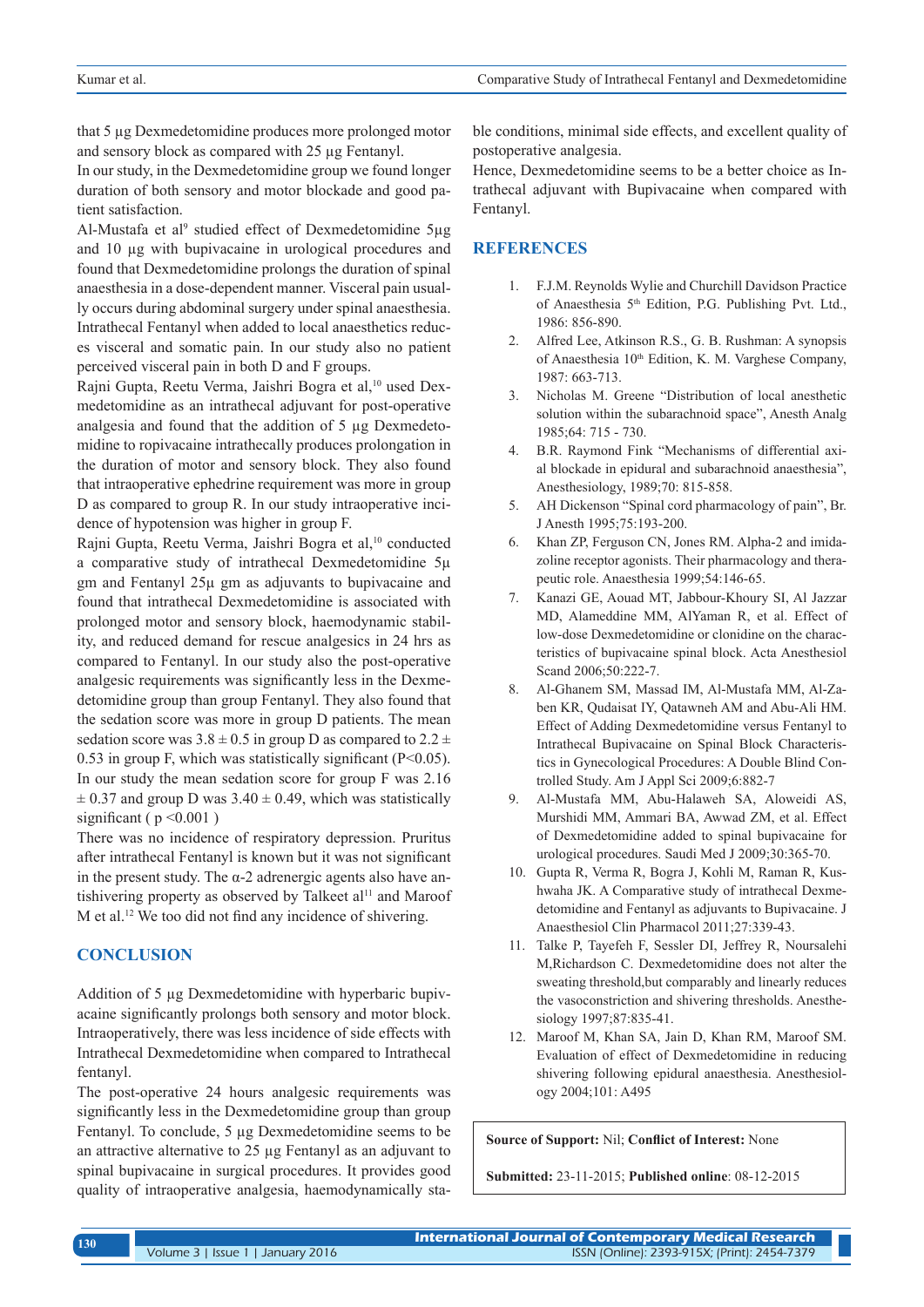that 5 µg Dexmedetomidine produces more prolonged motor and sensory block as compared with 25 µg Fentanyl.

In our study, in the Dexmedetomidine group we found longer duration of both sensory and motor blockade and good patient satisfaction.

Al-Mustafa et al[9] studied effect of Dexmedetomidine 5µg and 10 µg with bupivacaine in urological procedures and found that Dexmedetomidine prolongs the duration of spinal anaesthesia in a dose-dependent manner. Visceral pain usually occurs during abdominal surgery under spinal anaesthesia. Intrathecal Fentanyl when added to local anaesthetics reduces visceral and somatic pain. In our study also no patient perceived visceral pain in both D and F groups.

Rajni Gupta, Reetu Verma, Jaishri Bogra et al,[10] used Dexmedetomidine as an intrathecal adjuvant for post-operative analgesia and found that the addition of 5 µg Dexmedetomidine to ropivacaine intrathecally produces prolongation in the duration of motor and sensory block. They also found that intraoperative ephedrine requirement was more in group D as compared to group R. In our study intraoperative incidence of hypotension was higher in group F.

Rajni Gupta, Reetu Verma, Jaishri Bogra et al,[10] conducted a comparative study of intrathecal Dexmedetomidine 5µ gm and Fentanyl 25µ gm as adjuvants to bupivacaine and found that intrathecal Dexmedetomidine is associated with prolonged motor and sensory block, haemodynamic stability, and reduced demand for rescue analgesics in 24 hrs as compared to Fentanyl. In our study also the post-operative analgesic requirements was significantly less in the Dexmedetomidine group than group Fentanyl. They also found that the sedation score was more in group D patients. The mean sedation score was $3.8 \pm 0.5$ in group D as compared to $2.2 \pm 0.53$ in group F, which was statistically significant ($P<0.05$). In our study the mean sedation score for group F was $2.16 \pm 0.37$ and group D was $3.40 \pm 0.49$, which was statistically significant ( $p < 0.001$ )

There was no incidence of respiratory depression. Pruritus after intrathecal Fentanyl is known but it was not significant in the present study. The α-2 adrenergic agents also have antishivering property as observed by Talkeet al[11] and Maroof M et al.[12] We too did not find any incidence of shivering.

## CONCLUSION

Addition of 5 µg Dexmedetomidine with hyperbaric bupivacaine significantly prolongs both sensory and motor block. Intraoperatively, there was less incidence of side effects with Intrathecal Dexmedetomidine when compared to Intrathecal fentanyl.

The post-operative 24 hours analgesic requirements was significantly less in the Dexmedetomidine group than group Fentanyl. To conclude, 5 µg Dexmedetomidine seems to be an attractive alternative to 25 µg Fentanyl as an adjuvant to spinal bupivacaine in surgical procedures. It provides good quality of intraoperative analgesia, haemodynamically stable conditions, minimal side effects, and excellent quality of postoperative analgesia.

Hence, Dexmedetomidine seems to be a better choice as Intrathecal adjuvant with Bupivacaine when compared with Fentanyl.

## REFERENCES

1. F.J.M. Reynolds Wylie and Churchill Davidson Practice of Anaesthesia 5th Edition, P.G. Publishing Pvt. Ltd., 1986: 856-890.
2. Alfred Lee, Atkinson R.S., G. B. Rushman: A synopsis of Anaesthesia 10th Edition, K. M. Varghese Company, 1987: 663-713.
3. Nicholas M. Greene "Distribution of local anesthetic solution within the subarachnoid space", Anesth Analg 1985;64: 715 - 730.
4. B.R. Raymond Fink "Mechanisms of differential axial blockade in epidural and subarachnoid anaesthesia", Anesthesiology, 1989;70: 815-858.
5. AH Dickenson "Spinal cord pharmacology of pain", Br. J Anesth 1995;75:193-200.
6. Khan ZP, Ferguson CN, Jones RM. Alpha-2 and imidazoline receptor agonists. Their pharmacology and therapeutic role. Anaesthesia 1999;54:146-65.
7. Kanazi GE, Aouad MT, Jabbour-Khoury SI, Al Jazzar MD, Alameddine MM, AlYaman R, et al. Effect of low-dose Dexmedetomidine or clonidine on the characteristics of bupivacaine spinal block. Acta Anesthesiol Scand 2006;50:222-7.
8. Al-Ghanem SM, Massad IM, Al-Mustafa MM, Al-Zaben KR, Qudaisat IY, Qatawneh AM and Abu-Ali HM. Effect of Adding Dexmedetomidine versus Fentanyl to Intrathecal Bupivacaine on Spinal Block Characteristics in Gynecological Procedures: A Double Blind Controlled Study. Am J Appl Sci 2009;6:882-7
9. Al-Mustafa MM, Abu-Halaweh SA, Aloweidi AS, Murshidi MM, Ammari BA, Awwad ZM, et al. Effect of Dexmedetomidine added to spinal bupivacaine for urological procedures. Saudi Med J 2009;30:365-70.
10. Gupta R, Verma R, Bogra J, Kohli M, Raman R, Kushwaha JK. A Comparative study of intrathecal Dexmedetomidine and Fentanyl as adjuvants to Bupivacaine. J Anaesthesiol Clin Pharmacol 2011;27:339-43.
11. Talke P, Tayefeh F, Sessler DI, Jeffrey R, Noursalehi M,Richardson C. Dexmedetomidine does not alter the sweating threshold,but comparably and linearly reduces the vasoconstriction and shivering thresholds. Anesthesiology 1997;87:835-41.
12. Maroof M, Khan SA, Jain D, Khan RM, Maroof SM. Evaluation of effect of Dexmedetomidine in reducing shivering following epidural anaesthesia. Anesthesiology 2004;101: A495

**Source of Support:** Nil; **Conflict of Interest:** None

**Submitted:** 23-11-2015; **Published online**: 08-12-2015